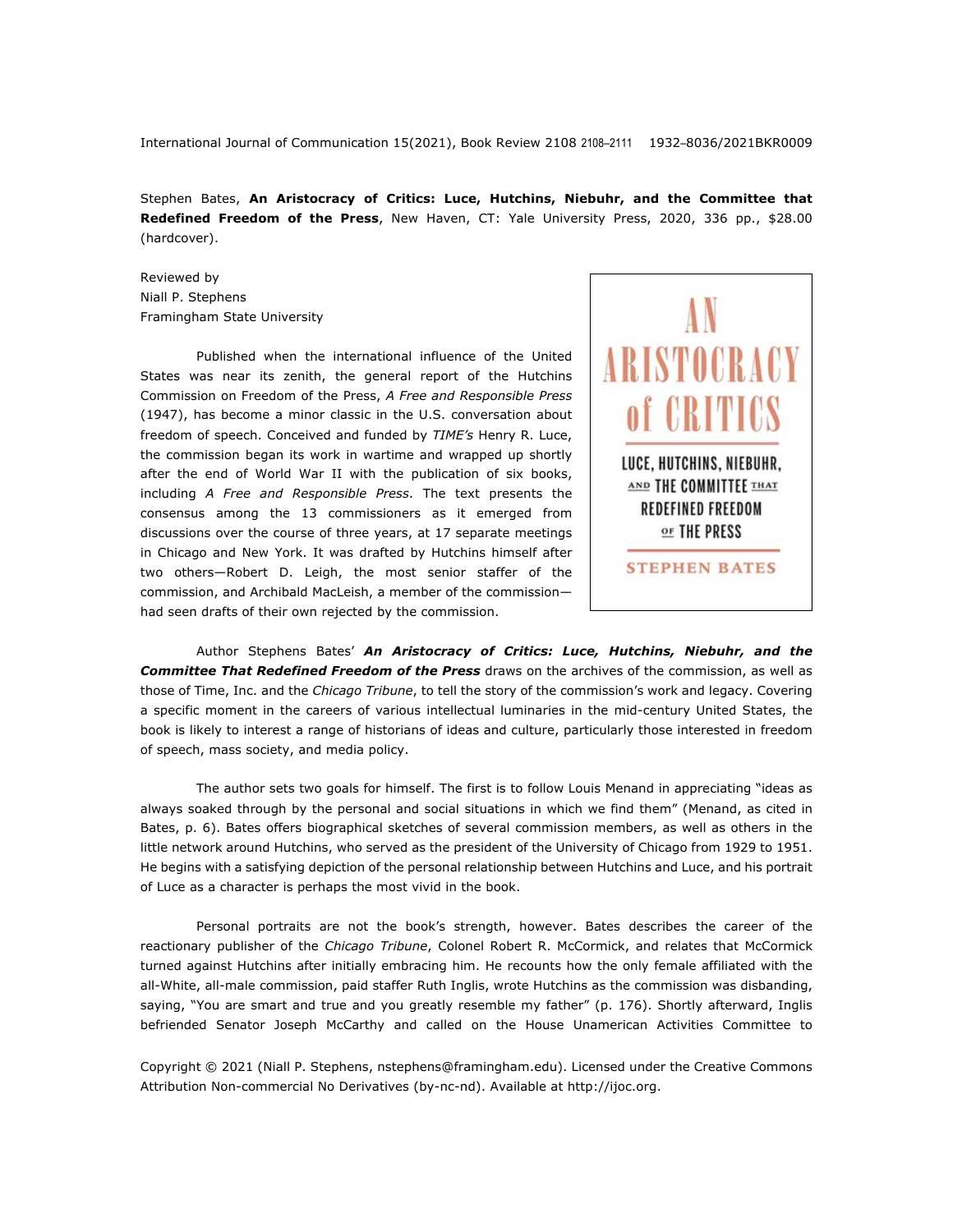Stephen Bates, **An Aristocracy of Critics: Luce, Hutchins, Niebuhr, and the Committee that Redefined Freedom of the Press**, New Haven, CT: Yale University Press, 2020, 336 pp., $28.00 (hardcover).

Reviewed by
Niall P. Stephens
Framingham State University

Published when the international influence of the United States was near its zenith, the general report of the Hutchins Commission on Freedom of the Press, *A Free and Responsible Press* (1947), has become a minor classic in the U.S. conversation about freedom of speech. Conceived and funded by *TIME's* Henry R. Luce, the commission began its work in wartime and wrapped up shortly after the end of World War II with the publication of six books, including *A Free and Responsible Press*. The text presents the consensus among the 13 commissioners as it emerged from discussions over the course of three years, at 17 separate meetings in Chicago and New York. It was drafted by Hutchins himself after two others—Robert D. Leigh, the most senior staffer of the commission, and Archibald MacLeish, a member of the commission—had seen drafts of their own rejected by the commission.

Author Stephens Bates' ***An Aristocracy of Critics: Luce, Hutchins, Niebuhr, and the Committee That Redefined Freedom of the Press*** draws on the archives of the commission, as well as those of Time, Inc. and the *Chicago Tribune*, to tell the story of the commission's work and legacy. Covering a specific moment in the careers of various intellectual luminaries in the mid-century United States, the book is likely to interest a range of historians of ideas and culture, particularly those interested in freedom of speech, mass society, and media policy.

The author sets two goals for himself. The first is to follow Louis Menand in appreciating "ideas as always soaked through by the personal and social situations in which we find them" (Menand, as cited in Bates, p. 6). Bates offers biographical sketches of several commission members, as well as others in the little network around Hutchins, who served as the president of the University of Chicago from 1929 to 1951. He begins with a satisfying depiction of the personal relationship between Hutchins and Luce, and his portrait of Luce as a character is perhaps the most vivid in the book.

Personal portraits are not the book's strength, however. Bates describes the career of the reactionary publisher of the *Chicago Tribune*, Colonel Robert R. McCormick, and relates that McCormick turned against Hutchins after initially embracing him. He recounts how the only female affiliated with the all-White, all-male commission, paid staffer Ruth Inglis, wrote Hutchins as the commission was disbanding, saying, "You are smart and true and you greatly resemble my father" (p. 176). Shortly afterward, Inglis befriended Senator Joseph McCarthy and called on the House Unamerican Activities Committee to

Copyright © 2021 (Niall P. Stephens, nstephens@framingham.edu). Licensed under the Creative Commons Attribution Non-commercial No Derivatives (by-nc-nd). Available at http://ijoc.org.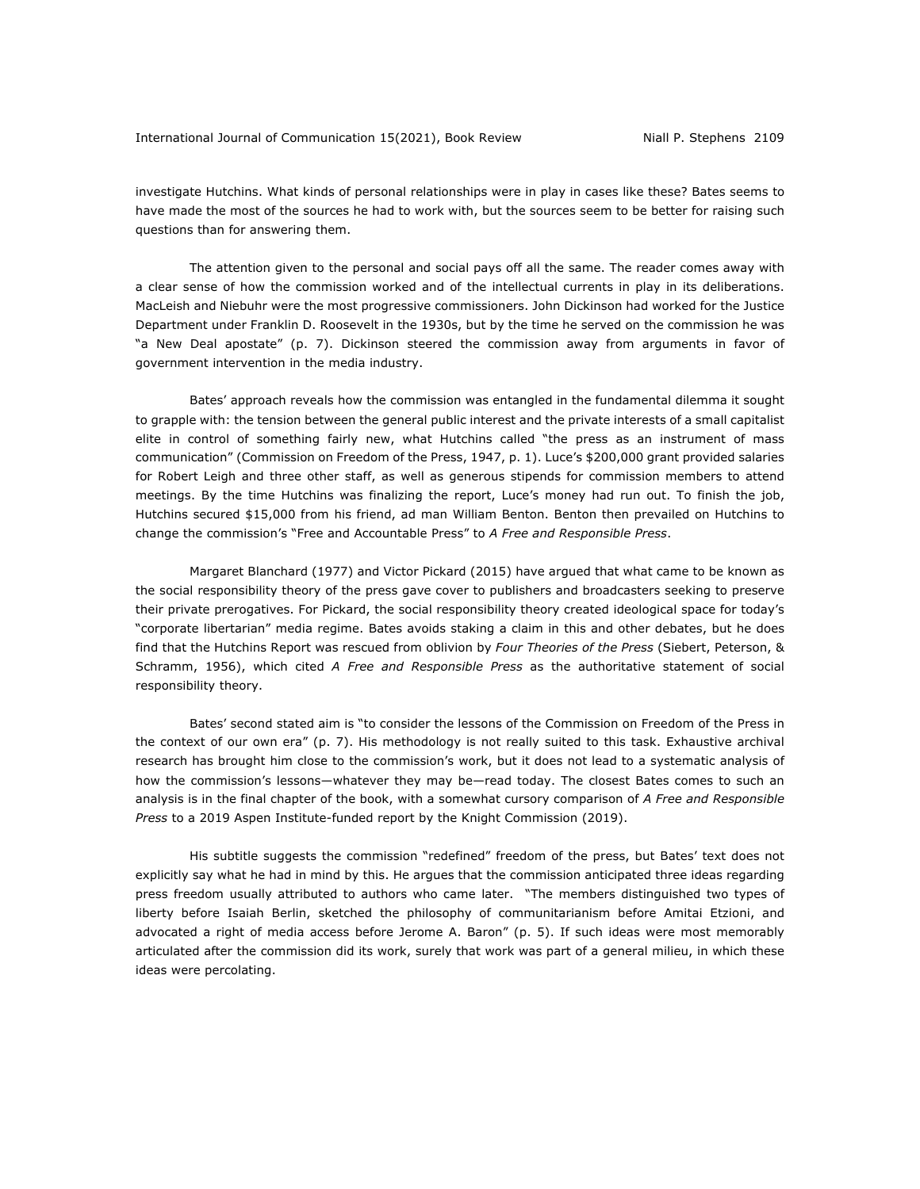investigate Hutchins. What kinds of personal relationships were in play in cases like these? Bates seems to have made the most of the sources he had to work with, but the sources seem to be better for raising such questions than for answering them.

The attention given to the personal and social pays off all the same. The reader comes away with a clear sense of how the commission worked and of the intellectual currents in play in its deliberations. MacLeish and Niebuhr were the most progressive commissioners. John Dickinson had worked for the Justice Department under Franklin D. Roosevelt in the 1930s, but by the time he served on the commission he was "a New Deal apostate" (p. 7). Dickinson steered the commission away from arguments in favor of government intervention in the media industry.

Bates' approach reveals how the commission was entangled in the fundamental dilemma it sought to grapple with: the tension between the general public interest and the private interests of a small capitalist elite in control of something fairly new, what Hutchins called "the press as an instrument of mass communication" (Commission on Freedom of the Press, 1947, p. 1). Luce's $200,000 grant provided salaries for Robert Leigh and three other staff, as well as generous stipends for commission members to attend meetings. By the time Hutchins was finalizing the report, Luce's money had run out. To finish the job, Hutchins secured $15,000 from his friend, ad man William Benton. Benton then prevailed on Hutchins to change the commission's "Free and Accountable Press" to *A Free and Responsible Press*.

Margaret Blanchard (1977) and Victor Pickard (2015) have argued that what came to be known as the social responsibility theory of the press gave cover to publishers and broadcasters seeking to preserve their private prerogatives. For Pickard, the social responsibility theory created ideological space for today's "corporate libertarian" media regime. Bates avoids staking a claim in this and other debates, but he does find that the Hutchins Report was rescued from oblivion by *Four Theories of the Press* (Siebert, Peterson, & Schramm, 1956), which cited *A Free and Responsible Press* as the authoritative statement of social responsibility theory.

Bates' second stated aim is "to consider the lessons of the Commission on Freedom of the Press in the context of our own era" (p. 7). His methodology is not really suited to this task. Exhaustive archival research has brought him close to the commission's work, but it does not lead to a systematic analysis of how the commission's lessons—whatever they may be—read today. The closest Bates comes to such an analysis is in the final chapter of the book, with a somewhat cursory comparison of *A Free and Responsible Press* to a 2019 Aspen Institute-funded report by the Knight Commission (2019).

His subtitle suggests the commission "redefined" freedom of the press, but Bates' text does not explicitly say what he had in mind by this. He argues that the commission anticipated three ideas regarding press freedom usually attributed to authors who came later. "The members distinguished two types of liberty before Isaiah Berlin, sketched the philosophy of communitarianism before Amitai Etzioni, and advocated a right of media access before Jerome A. Baron" (p. 5). If such ideas were most memorably articulated after the commission did its work, surely that work was part of a general milieu, in which these ideas were percolating.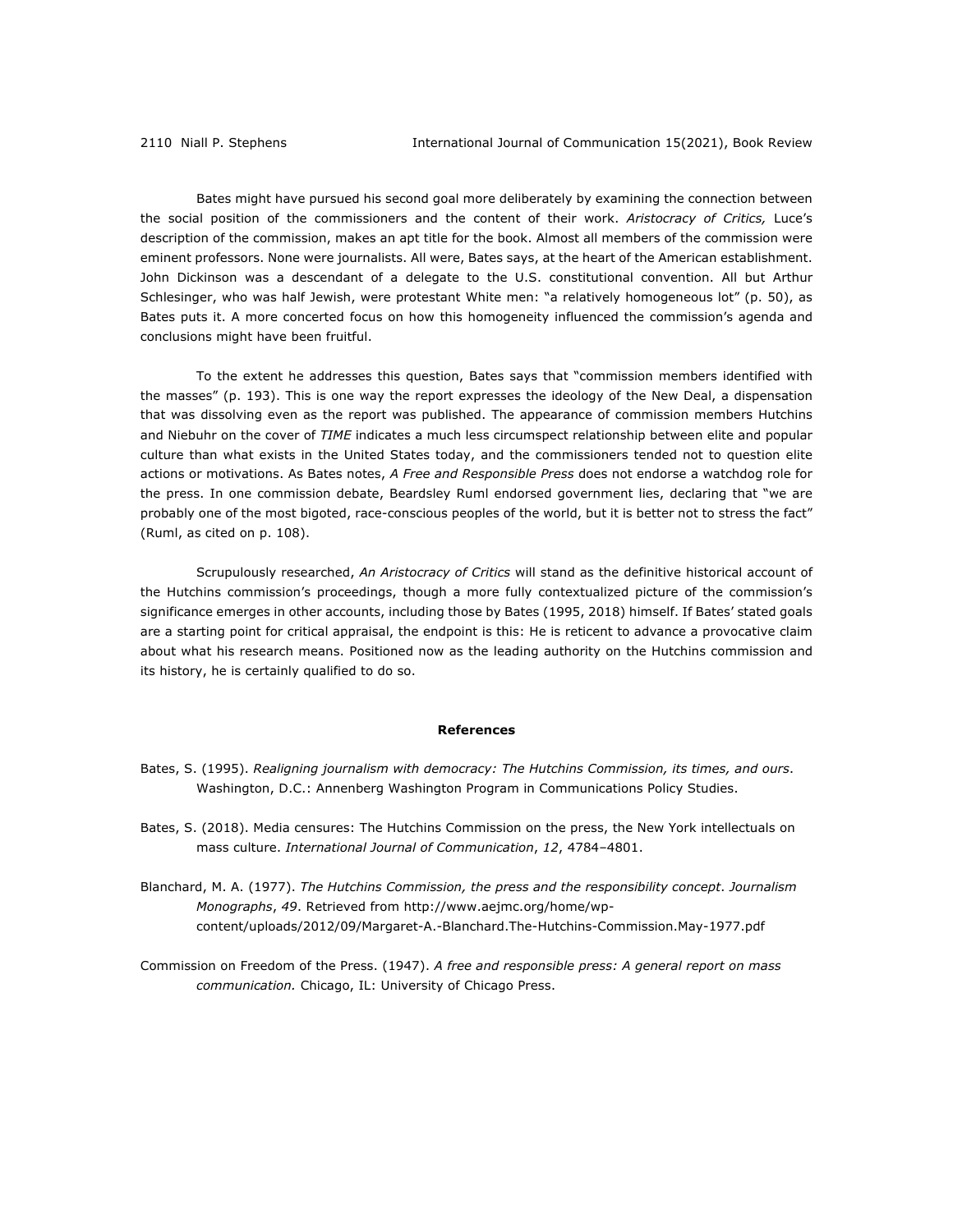Bates might have pursued his second goal more deliberately by examining the connection between the social position of the commissioners and the content of their work. *Aristocracy of Critics,* Luce's description of the commission, makes an apt title for the book. Almost all members of the commission were eminent professors. None were journalists. All were, Bates says, at the heart of the American establishment. John Dickinson was a descendant of a delegate to the U.S. constitutional convention. All but Arthur Schlesinger, who was half Jewish, were protestant White men: "a relatively homogeneous lot" (p. 50), as Bates puts it. A more concerted focus on how this homogeneity influenced the commission's agenda and conclusions might have been fruitful.

To the extent he addresses this question, Bates says that "commission members identified with the masses" (p. 193). This is one way the report expresses the ideology of the New Deal, a dispensation that was dissolving even as the report was published. The appearance of commission members Hutchins and Niebuhr on the cover of *TIME* indicates a much less circumspect relationship between elite and popular culture than what exists in the United States today, and the commissioners tended not to question elite actions or motivations. As Bates notes, *A Free and Responsible Press* does not endorse a watchdog role for the press. In one commission debate, Beardsley Ruml endorsed government lies, declaring that "we are probably one of the most bigoted, race-conscious peoples of the world, but it is better not to stress the fact" (Ruml, as cited on p. 108).

Scrupulously researched, *An Aristocracy of Critics* will stand as the definitive historical account of the Hutchins commission's proceedings, though a more fully contextualized picture of the commission's significance emerges in other accounts, including those by Bates (1995, 2018) himself. If Bates' stated goals are a starting point for critical appraisal, the endpoint is this: He is reticent to advance a provocative claim about what his research means. Positioned now as the leading authority on the Hutchins commission and its history, he is certainly qualified to do so.

**References**

Bates, S. (1995). *Realigning journalism with democracy: The Hutchins Commission, its times, and ours*. Washington, D.C.: Annenberg Washington Program in Communications Policy Studies.

Bates, S. (2018). Media censures: The Hutchins Commission on the press, the New York intellectuals on mass culture. *International Journal of Communication*, *12*, 4784–4801.

Blanchard, M. A. (1977). *The Hutchins Commission, the press and the responsibility concept*. *Journalism Monographs*, *49*. Retrieved from http://www.aejmc.org/home/wp-content/uploads/2012/09/Margaret-A.-Blanchard.The-Hutchins-Commission.May-1977.pdf

Commission on Freedom of the Press. (1947). *A free and responsible press: A general report on mass communication.* Chicago, IL: University of Chicago Press.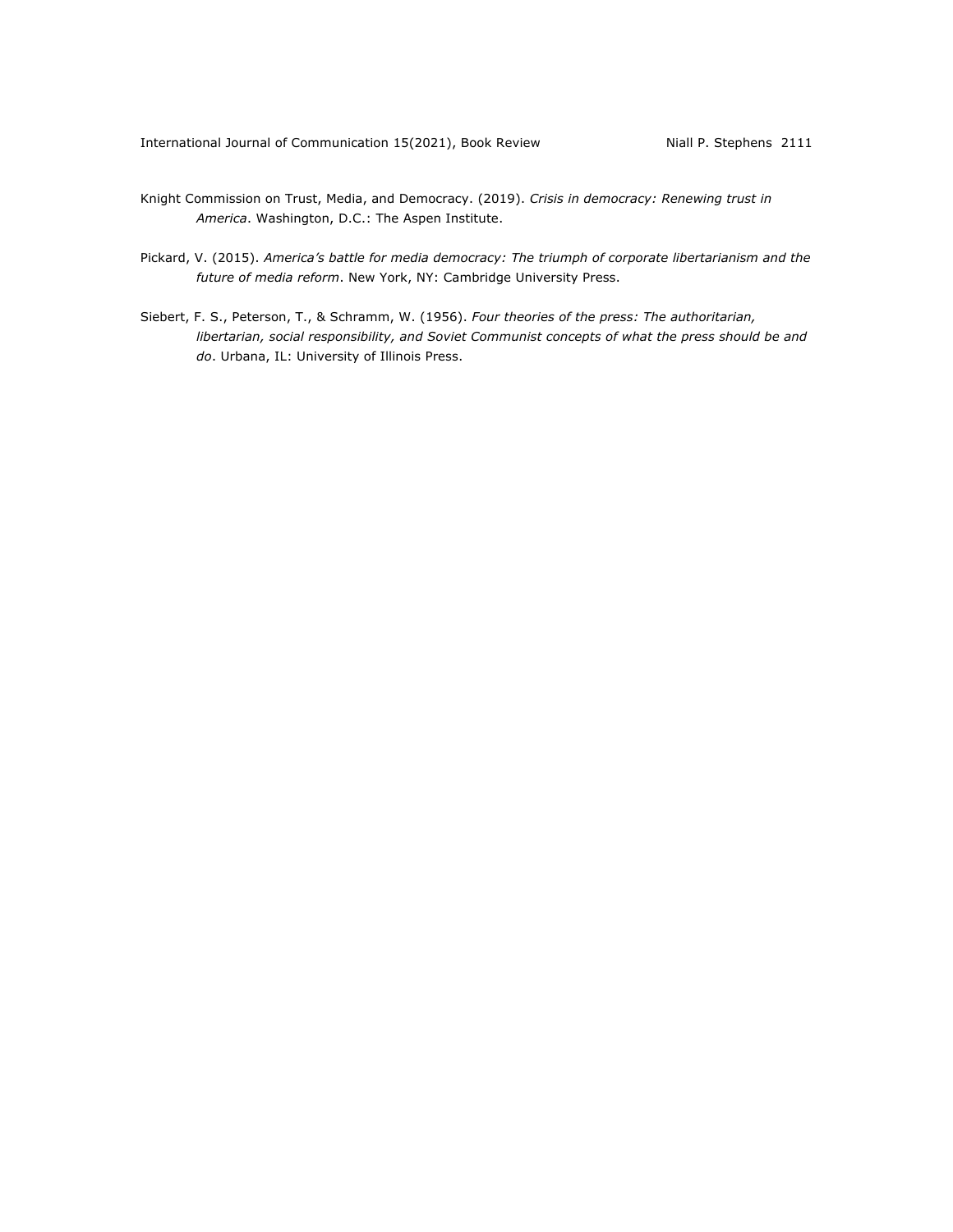Knight Commission on Trust, Media, and Democracy. (2019). *Crisis in democracy: Renewing trust in America*. Washington, D.C.: The Aspen Institute.

Pickard, V. (2015). *America's battle for media democracy: The triumph of corporate libertarianism and the future of media reform*. New York, NY: Cambridge University Press.

Siebert, F. S., Peterson, T., & Schramm, W. (1956). *Four theories of the press: The authoritarian, libertarian, social responsibility, and Soviet Communist concepts of what the press should be and do*. Urbana, IL: University of Illinois Press.